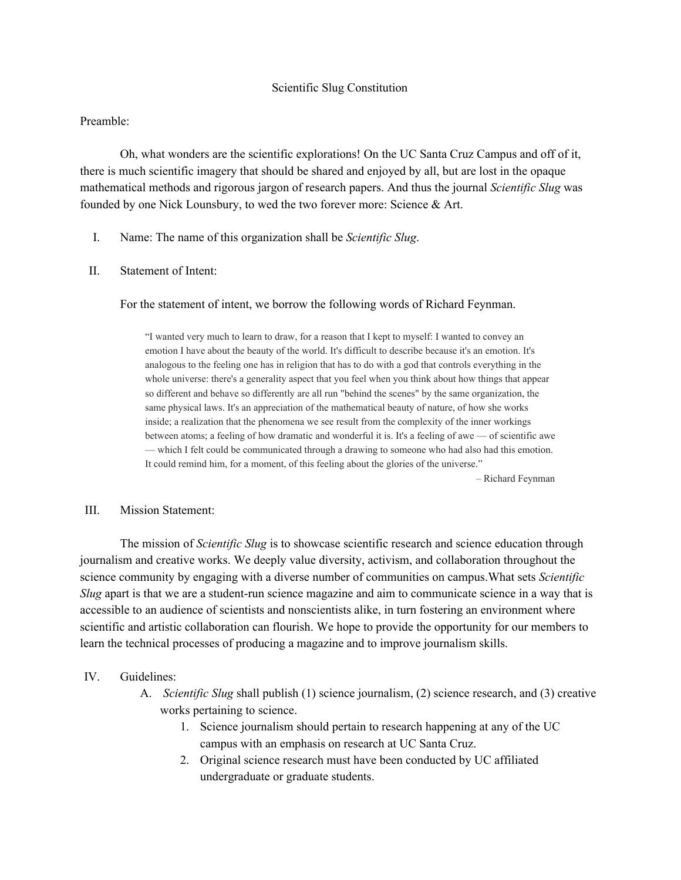# Scientific Slug Constitution

Preamble:

Oh, what wonders are the scientific explorations! On the UC Santa Cruz Campus and off of it, there is much scientific imagery that should be shared and enjoyed by all, but are lost in the opaque mathematical methods and rigorous jargon of research papers. And thus the journal *Scientific Slug* was founded by one Nick Lounsbury, to wed the two forever more: Science & Art.

I. Name: The name of this organization shall be *Scientific Slug*.

II. Statement of Intent:

For the statement of intent, we borrow the following words of Richard Feynman.

> "I wanted very much to learn to draw, for a reason that I kept to myself: I wanted to convey an emotion I have about the beauty of the world. It's difficult to describe because it's an emotion. It's analogous to the feeling one has in religion that has to do with a god that controls everything in the whole universe: there's a generality aspect that you feel when you think about how things that appear so different and behave so differently are all run "behind the scenes" by the same organization, the same physical laws. It's an appreciation of the mathematical beauty of nature, of how she works inside; a realization that the phenomena we see result from the complexity of the inner workings between atoms; a feeling of how dramatic and wonderful it is. It's a feeling of awe — of scientific awe — which I felt could be communicated through a drawing to someone who had also had this emotion. It could remind him, for a moment, of this feeling about the glories of the universe."
>
> – Richard Feynman

III. Mission Statement:

The mission of *Scientific Slug* is to showcase scientific research and science education through journalism and creative works. We deeply value diversity, activism, and collaboration throughout the science community by engaging with a diverse number of communities on campus.What sets *Scientific Slug* apart is that we are a student-run science magazine and aim to communicate science in a way that is accessible to an audience of scientists and nonscientists alike, in turn fostering an environment where scientific and artistic collaboration can flourish. We hope to provide the opportunity for our members to learn the technical processes of producing a magazine and to improve journalism skills.

IV. Guidelines:

A. *Scientific Slug* shall publish (1) science journalism, (2) science research, and (3) creative works pertaining to science.

1. Science journalism should pertain to research happening at any of the UC campus with an emphasis on research at UC Santa Cruz.
2. Original science research must have been conducted by UC affiliated undergraduate or graduate students.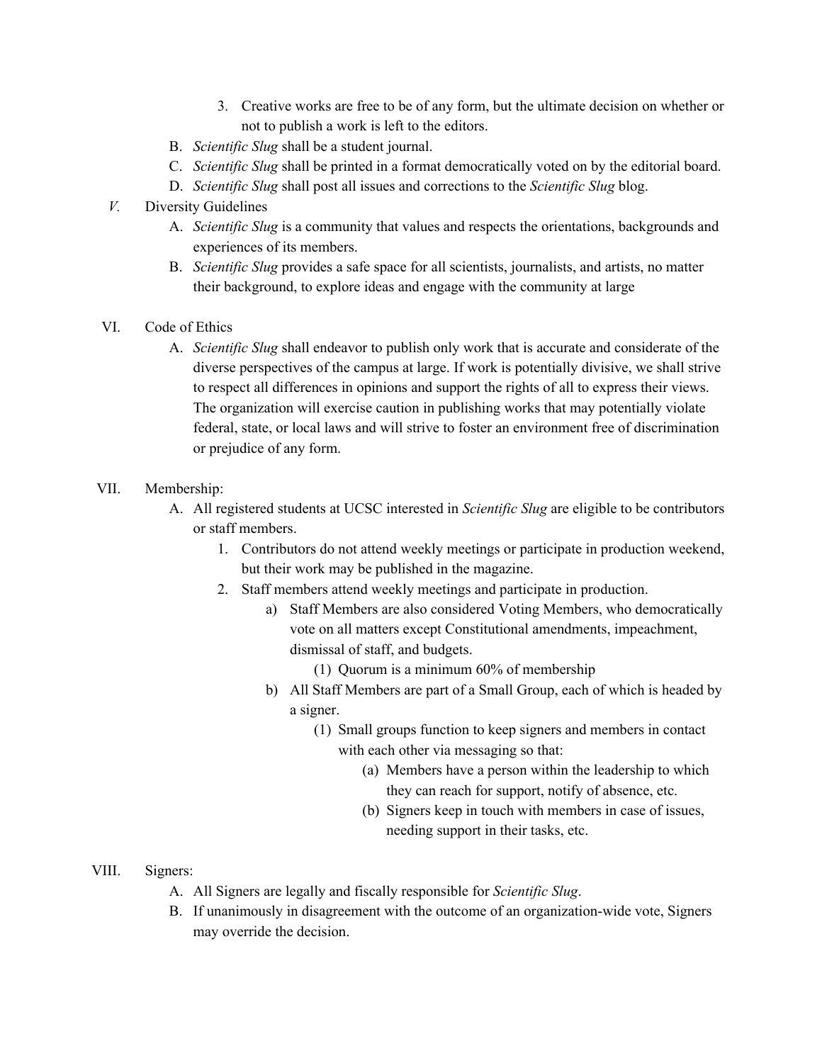3. Creative works are free to be of any form, but the ultimate decision on whether or not to publish a work is left to the editors.

B. *Scientific Slug* shall be a student journal.

C. *Scientific Slug* shall be printed in a format democratically voted on by the editorial board.

D. *Scientific Slug* shall post all issues and corrections to the *Scientific Slug* blog.

*V.* Diversity Guidelines

A. *Scientific Slug* is a community that values and respects the orientations, backgrounds and experiences of its members.

B. *Scientific Slug* provides a safe space for all scientists, journalists, and artists, no matter their background, to explore ideas and engage with the community at large

VI. Code of Ethics

A. *Scientific Slug* shall endeavor to publish only work that is accurate and considerate of the diverse perspectives of the campus at large. If work is potentially divisive, we shall strive to respect all differences in opinions and support the rights of all to express their views. The organization will exercise caution in publishing works that may potentially violate federal, state, or local laws and will strive to foster an environment free of discrimination or prejudice of any form.

VII. Membership:

A. All registered students at UCSC interested in *Scientific Slug* are eligible to be contributors or staff members.

1. Contributors do not attend weekly meetings or participate in production weekend, but their work may be published in the magazine.
2. Staff members attend weekly meetings and participate in production.
    - a) Staff Members are also considered Voting Members, who democratically vote on all matters except Constitutional amendments, impeachment, dismissal of staff, and budgets.
        - (1) Quorum is a minimum 60% of membership
    - b) All Staff Members are part of a Small Group, each of which is headed by a signer.
        - (1) Small groups function to keep signers and members in contact with each other via messaging so that:
            - (a) Members have a person within the leadership to which they can reach for support, notify of absence, etc.
            - (b) Signers keep in touch with members in case of issues, needing support in their tasks, etc.

VIII. Signers:

A. All Signers are legally and fiscally responsible for *Scientific Slug*.

B. If unanimously in disagreement with the outcome of an organization-wide vote, Signers may override the decision.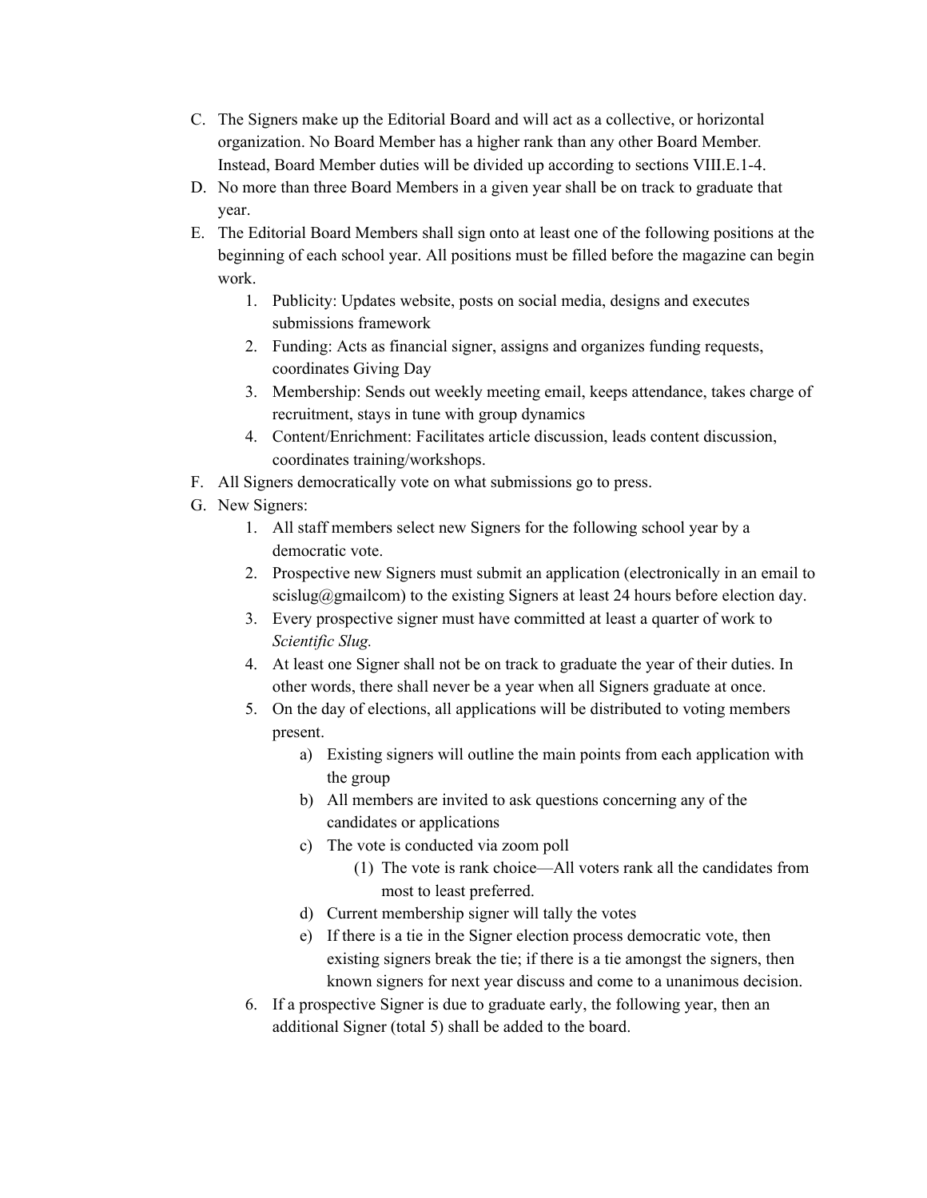C. The Signers make up the Editorial Board and will act as a collective, or horizontal organization. No Board Member has a higher rank than any other Board Member. Instead, Board Member duties will be divided up according to sections VIII.E.1-4.

D. No more than three Board Members in a given year shall be on track to graduate that year.

E. The Editorial Board Members shall sign onto at least one of the following positions at the beginning of each school year. All positions must be filled before the magazine can begin work.

   1. Publicity: Updates website, posts on social media, designs and executes submissions framework
   2. Funding: Acts as financial signer, assigns and organizes funding requests, coordinates Giving Day
   3. Membership: Sends out weekly meeting email, keeps attendance, takes charge of recruitment, stays in tune with group dynamics
   4. Content/Enrichment: Facilitates article discussion, leads content discussion, coordinates training/workshops.

F. All Signers democratically vote on what submissions go to press.

G. New Signers:

   1. All staff members select new Signers for the following school year by a democratic vote.
   2. Prospective new Signers must submit an application (electronically in an email to scislug@gmailcom) to the existing Signers at least 24 hours before election day.
   3. Every prospective signer must have committed at least a quarter of work to *Scientific Slug.*
   4. At least one Signer shall not be on track to graduate the year of their duties. In other words, there shall never be a year when all Signers graduate at once.
   5. On the day of elections, all applications will be distributed to voting members present.
      a) Existing signers will outline the main points from each application with the group
      b) All members are invited to ask questions concerning any of the candidates or applications
      c) The vote is conducted via zoom poll
         (1) The vote is rank choice—All voters rank all the candidates from most to least preferred.
      d) Current membership signer will tally the votes
      e) If there is a tie in the Signer election process democratic vote, then existing signers break the tie; if there is a tie amongst the signers, then known signers for next year discuss and come to a unanimous decision.
   6. If a prospective Signer is due to graduate early, the following year, then an additional Signer (total 5) shall be added to the board.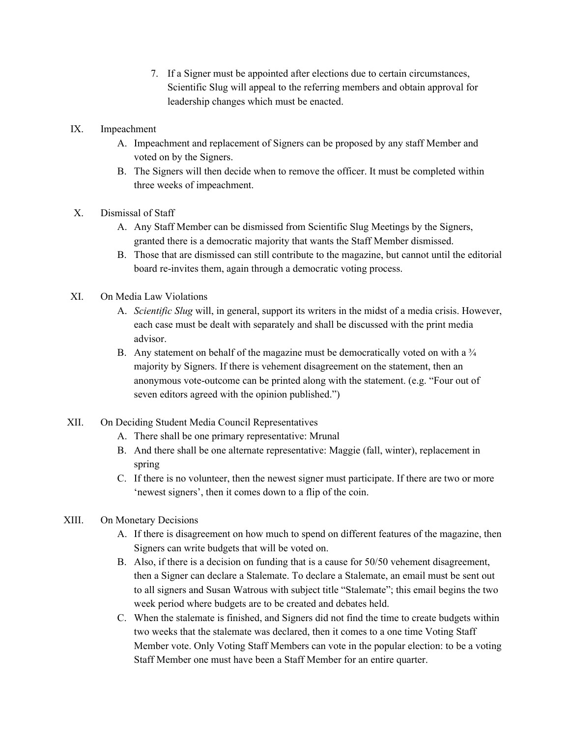7. If a Signer must be appointed after elections due to certain circumstances, Scientific Slug will appeal to the referring members and obtain approval for leadership changes which must be enacted.

IX. Impeachment

A. Impeachment and replacement of Signers can be proposed by any staff Member and voted on by the Signers.

B. The Signers will then decide when to remove the officer. It must be completed within three weeks of impeachment.

X. Dismissal of Staff

A. Any Staff Member can be dismissed from Scientific Slug Meetings by the Signers, granted there is a democratic majority that wants the Staff Member dismissed.

B. Those that are dismissed can still contribute to the magazine, but cannot until the editorial board re-invites them, again through a democratic voting process.

XI. On Media Law Violations

A. *Scientific Slug* will, in general, support its writers in the midst of a media crisis. However, each case must be dealt with separately and shall be discussed with the print media advisor.

B. Any statement on behalf of the magazine must be democratically voted on with a ¾ majority by Signers. If there is vehement disagreement on the statement, then an anonymous vote-outcome can be printed along with the statement. (e.g. "Four out of seven editors agreed with the opinion published.")

XII. On Deciding Student Media Council Representatives

A. There shall be one primary representative: Mrunal

B. And there shall be one alternate representative: Maggie (fall, winter), replacement in spring

C. If there is no volunteer, then the newest signer must participate. If there are two or more 'newest signers', then it comes down to a flip of the coin.

XIII. On Monetary Decisions

A. If there is disagreement on how much to spend on different features of the magazine, then Signers can write budgets that will be voted on.

B. Also, if there is a decision on funding that is a cause for 50/50 vehement disagreement, then a Signer can declare a Stalemate. To declare a Stalemate, an email must be sent out to all signers and Susan Watrous with subject title "Stalemate"; this email begins the two week period where budgets are to be created and debates held.

C. When the stalemate is finished, and Signers did not find the time to create budgets within two weeks that the stalemate was declared, then it comes to a one time Voting Staff Member vote. Only Voting Staff Members can vote in the popular election: to be a voting Staff Member one must have been a Staff Member for an entire quarter.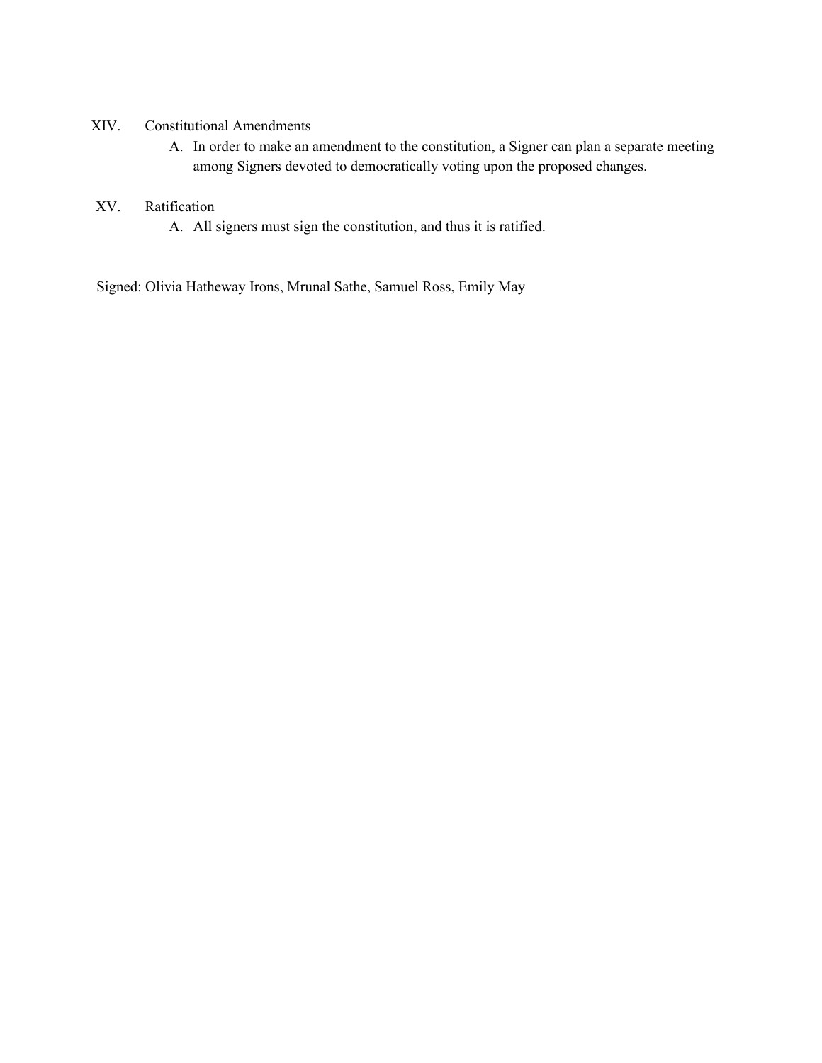XIV. Constitutional Amendments

A. In order to make an amendment to the constitution, a Signer can plan a separate meeting among Signers devoted to democratically voting upon the proposed changes.

XV. Ratification

A. All signers must sign the constitution, and thus it is ratified.

Signed: Olivia Hatheway Irons, Mrunal Sathe, Samuel Ross, Emily May